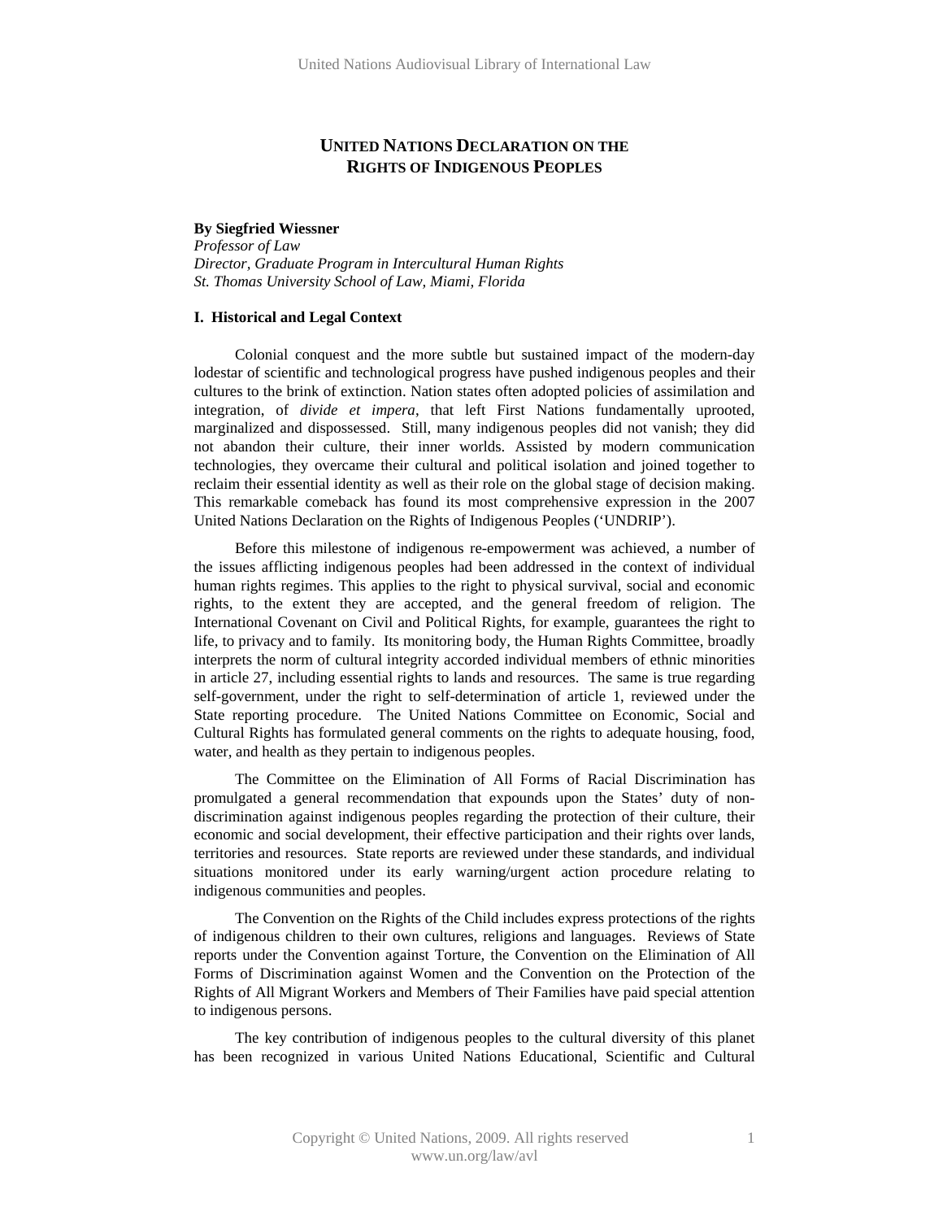# UNITED NATIONS DECLARATION ON THE RIGHTS OF INDIGENOUS PEOPLES

**By Siegfried Wiessner**
*Professor of Law*
*Director, Graduate Program in Intercultural Human Rights*
*St. Thomas University School of Law, Miami, Florida*

## I. Historical and Legal Context

Colonial conquest and the more subtle but sustained impact of the modern-day lodestar of scientific and technological progress have pushed indigenous peoples and their cultures to the brink of extinction. Nation states often adopted policies of assimilation and integration, of *divide et impera*, that left First Nations fundamentally uprooted, marginalized and dispossessed. Still, many indigenous peoples did not vanish; they did not abandon their culture, their inner worlds. Assisted by modern communication technologies, they overcame their cultural and political isolation and joined together to reclaim their essential identity as well as their role on the global stage of decision making. This remarkable comeback has found its most comprehensive expression in the 2007 United Nations Declaration on the Rights of Indigenous Peoples ('UNDRIP').

Before this milestone of indigenous re-empowerment was achieved, a number of the issues afflicting indigenous peoples had been addressed in the context of individual human rights regimes. This applies to the right to physical survival, social and economic rights, to the extent they are accepted, and the general freedom of religion. The International Covenant on Civil and Political Rights, for example, guarantees the right to life, to privacy and to family. Its monitoring body, the Human Rights Committee, broadly interprets the norm of cultural integrity accorded individual members of ethnic minorities in article 27, including essential rights to lands and resources. The same is true regarding self-government, under the right to self-determination of article 1, reviewed under the State reporting procedure. The United Nations Committee on Economic, Social and Cultural Rights has formulated general comments on the rights to adequate housing, food, water, and health as they pertain to indigenous peoples.

The Committee on the Elimination of All Forms of Racial Discrimination has promulgated a general recommendation that expounds upon the States' duty of non-discrimination against indigenous peoples regarding the protection of their culture, their economic and social development, their effective participation and their rights over lands, territories and resources. State reports are reviewed under these standards, and individual situations monitored under its early warning/urgent action procedure relating to indigenous communities and peoples.

The Convention on the Rights of the Child includes express protections of the rights of indigenous children to their own cultures, religions and languages. Reviews of State reports under the Convention against Torture, the Convention on the Elimination of All Forms of Discrimination against Women and the Convention on the Protection of the Rights of All Migrant Workers and Members of Their Families have paid special attention to indigenous persons.

The key contribution of indigenous peoples to the cultural diversity of this planet has been recognized in various United Nations Educational, Scientific and Cultural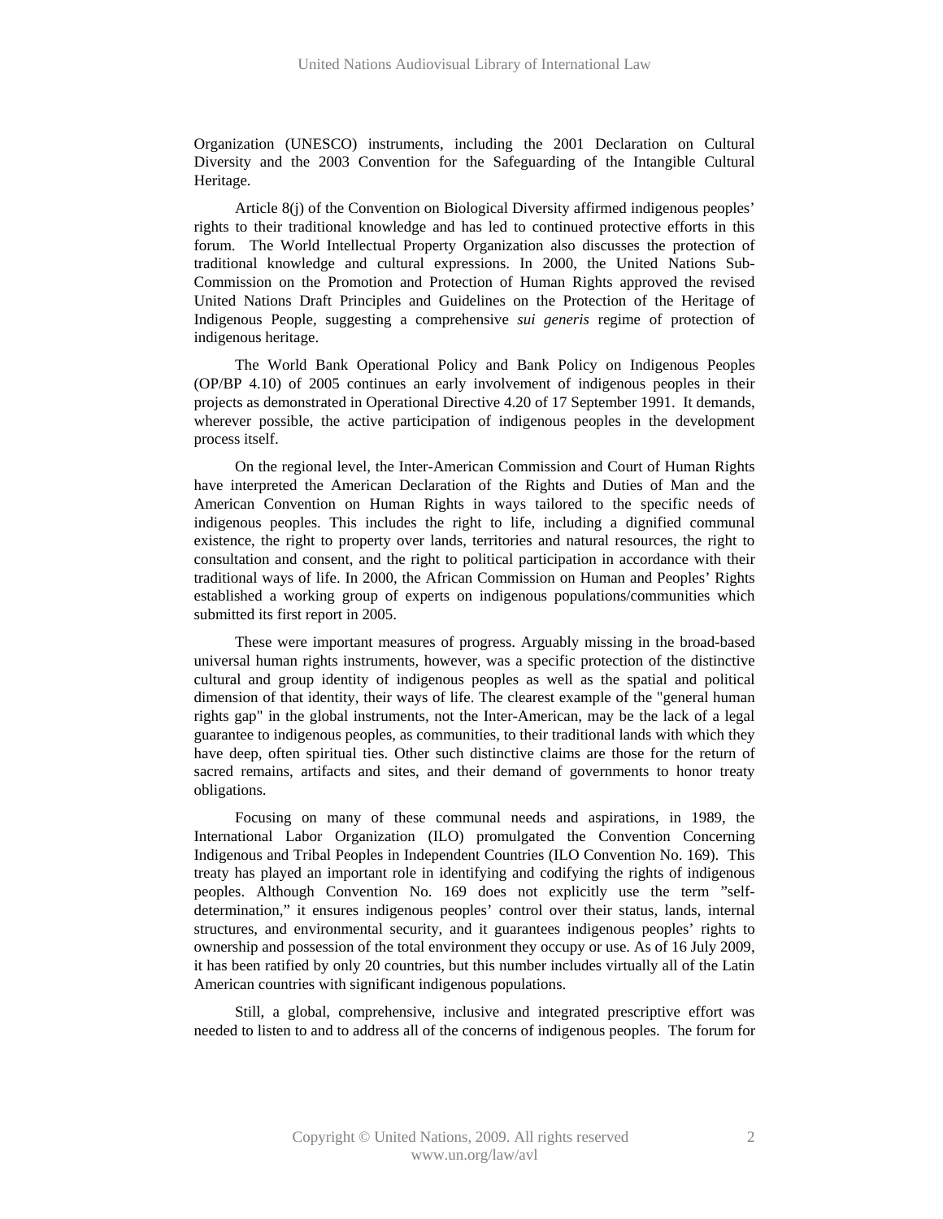Organization (UNESCO) instruments, including the 2001 Declaration on Cultural Diversity and the 2003 Convention for the Safeguarding of the Intangible Cultural Heritage.

Article 8(j) of the Convention on Biological Diversity affirmed indigenous peoples' rights to their traditional knowledge and has led to continued protective efforts in this forum. The World Intellectual Property Organization also discusses the protection of traditional knowledge and cultural expressions. In 2000, the United Nations Sub-Commission on the Promotion and Protection of Human Rights approved the revised United Nations Draft Principles and Guidelines on the Protection of the Heritage of Indigenous People, suggesting a comprehensive *sui generis* regime of protection of indigenous heritage.

The World Bank Operational Policy and Bank Policy on Indigenous Peoples (OP/BP 4.10) of 2005 continues an early involvement of indigenous peoples in their projects as demonstrated in Operational Directive 4.20 of 17 September 1991. It demands, wherever possible, the active participation of indigenous peoples in the development process itself.

On the regional level, the Inter-American Commission and Court of Human Rights have interpreted the American Declaration of the Rights and Duties of Man and the American Convention on Human Rights in ways tailored to the specific needs of indigenous peoples. This includes the right to life, including a dignified communal existence, the right to property over lands, territories and natural resources, the right to consultation and consent, and the right to political participation in accordance with their traditional ways of life. In 2000, the African Commission on Human and Peoples' Rights established a working group of experts on indigenous populations/communities which submitted its first report in 2005.

These were important measures of progress. Arguably missing in the broad-based universal human rights instruments, however, was a specific protection of the distinctive cultural and group identity of indigenous peoples as well as the spatial and political dimension of that identity, their ways of life. The clearest example of the "general human rights gap" in the global instruments, not the Inter-American, may be the lack of a legal guarantee to indigenous peoples, as communities, to their traditional lands with which they have deep, often spiritual ties. Other such distinctive claims are those for the return of sacred remains, artifacts and sites, and their demand of governments to honor treaty obligations.

Focusing on many of these communal needs and aspirations, in 1989, the International Labor Organization (ILO) promulgated the Convention Concerning Indigenous and Tribal Peoples in Independent Countries (ILO Convention No. 169). This treaty has played an important role in identifying and codifying the rights of indigenous peoples. Although Convention No. 169 does not explicitly use the term "self-determination," it ensures indigenous peoples' control over their status, lands, internal structures, and environmental security, and it guarantees indigenous peoples' rights to ownership and possession of the total environment they occupy or use. As of 16 July 2009, it has been ratified by only 20 countries, but this number includes virtually all of the Latin American countries with significant indigenous populations.

Still, a global, comprehensive, inclusive and integrated prescriptive effort was needed to listen to and to address all of the concerns of indigenous peoples. The forum for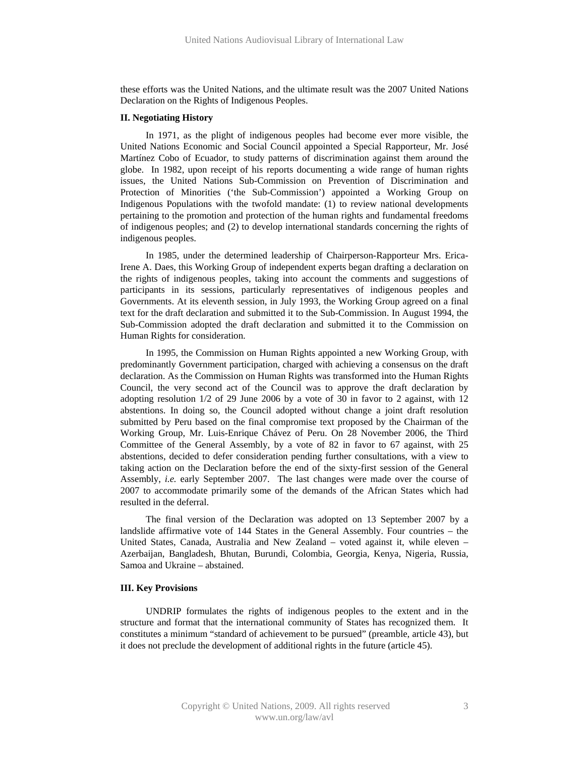these efforts was the United Nations, and the ultimate result was the 2007 United Nations Declaration on the Rights of Indigenous Peoples.

**II. Negotiating History**

In 1971, as the plight of indigenous peoples had become ever more visible, the United Nations Economic and Social Council appointed a Special Rapporteur, Mr. José Martínez Cobo of Ecuador, to study patterns of discrimination against them around the globe. In 1982, upon receipt of his reports documenting a wide range of human rights issues, the United Nations Sub-Commission on Prevention of Discrimination and Protection of Minorities ('the Sub-Commission') appointed a Working Group on Indigenous Populations with the twofold mandate: (1) to review national developments pertaining to the promotion and protection of the human rights and fundamental freedoms of indigenous peoples; and (2) to develop international standards concerning the rights of indigenous peoples.

In 1985, under the determined leadership of Chairperson-Rapporteur Mrs. Erica-Irene A. Daes, this Working Group of independent experts began drafting a declaration on the rights of indigenous peoples, taking into account the comments and suggestions of participants in its sessions, particularly representatives of indigenous peoples and Governments. At its eleventh session, in July 1993, the Working Group agreed on a final text for the draft declaration and submitted it to the Sub-Commission. In August 1994, the Sub-Commission adopted the draft declaration and submitted it to the Commission on Human Rights for consideration.

In 1995, the Commission on Human Rights appointed a new Working Group, with predominantly Government participation, charged with achieving a consensus on the draft declaration. As the Commission on Human Rights was transformed into the Human Rights Council, the very second act of the Council was to approve the draft declaration by adopting resolution 1/2 of 29 June 2006 by a vote of 30 in favor to 2 against, with 12 abstentions. In doing so, the Council adopted without change a joint draft resolution submitted by Peru based on the final compromise text proposed by the Chairman of the Working Group, Mr. Luis-Enrique Chávez of Peru. On 28 November 2006, the Third Committee of the General Assembly, by a vote of 82 in favor to 67 against, with 25 abstentions, decided to defer consideration pending further consultations, with a view to taking action on the Declaration before the end of the sixty-first session of the General Assembly, *i.e.* early September 2007. The last changes were made over the course of 2007 to accommodate primarily some of the demands of the African States which had resulted in the deferral.

The final version of the Declaration was adopted on 13 September 2007 by a landslide affirmative vote of 144 States in the General Assembly. Four countries – the United States, Canada, Australia and New Zealand – voted against it, while eleven – Azerbaijan, Bangladesh, Bhutan, Burundi, Colombia, Georgia, Kenya, Nigeria, Russia, Samoa and Ukraine – abstained.

**III. Key Provisions**

UNDRIP formulates the rights of indigenous peoples to the extent and in the structure and format that the international community of States has recognized them. It constitutes a minimum "standard of achievement to be pursued" (preamble, article 43), but it does not preclude the development of additional rights in the future (article 45).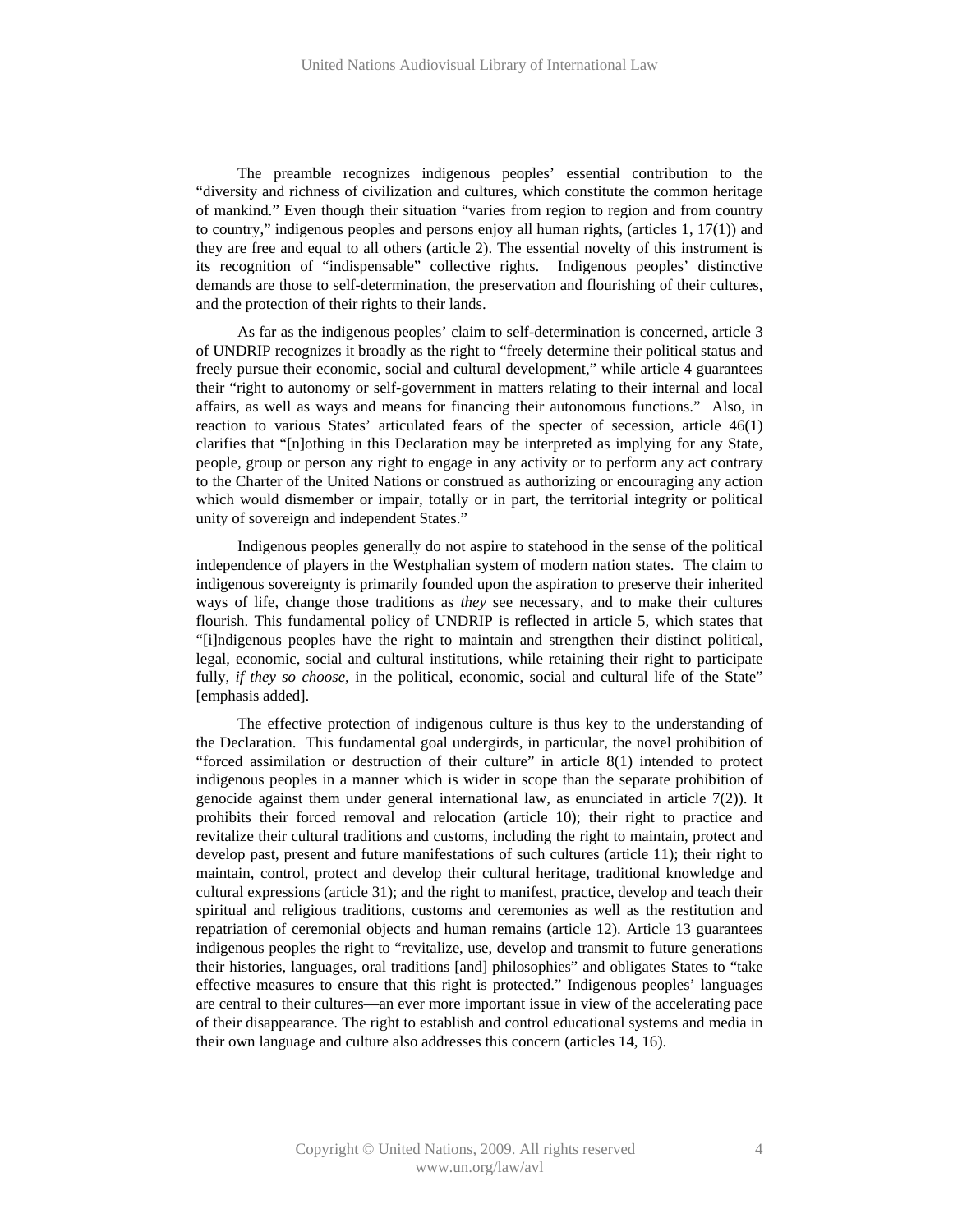The preamble recognizes indigenous peoples' essential contribution to the "diversity and richness of civilization and cultures, which constitute the common heritage of mankind." Even though their situation "varies from region to region and from country to country," indigenous peoples and persons enjoy all human rights, (articles 1, 17(1)) and they are free and equal to all others (article 2). The essential novelty of this instrument is its recognition of "indispensable" collective rights. Indigenous peoples' distinctive demands are those to self-determination, the preservation and flourishing of their cultures, and the protection of their rights to their lands.

As far as the indigenous peoples' claim to self-determination is concerned, article 3 of UNDRIP recognizes it broadly as the right to "freely determine their political status and freely pursue their economic, social and cultural development," while article 4 guarantees their "right to autonomy or self-government in matters relating to their internal and local affairs, as well as ways and means for financing their autonomous functions." Also, in reaction to various States' articulated fears of the specter of secession, article 46(1) clarifies that "[n]othing in this Declaration may be interpreted as implying for any State, people, group or person any right to engage in any activity or to perform any act contrary to the Charter of the United Nations or construed as authorizing or encouraging any action which would dismember or impair, totally or in part, the territorial integrity or political unity of sovereign and independent States."

Indigenous peoples generally do not aspire to statehood in the sense of the political independence of players in the Westphalian system of modern nation states. The claim to indigenous sovereignty is primarily founded upon the aspiration to preserve their inherited ways of life, change those traditions as *they* see necessary, and to make their cultures flourish. This fundamental policy of UNDRIP is reflected in article 5, which states that "[i]ndigenous peoples have the right to maintain and strengthen their distinct political, legal, economic, social and cultural institutions, while retaining their right to participate fully, *if they so choose*, in the political, economic, social and cultural life of the State" [emphasis added].

The effective protection of indigenous culture is thus key to the understanding of the Declaration. This fundamental goal undergirds, in particular, the novel prohibition of "forced assimilation or destruction of their culture" in article 8(1) intended to protect indigenous peoples in a manner which is wider in scope than the separate prohibition of genocide against them under general international law, as enunciated in article 7(2)). It prohibits their forced removal and relocation (article 10); their right to practice and revitalize their cultural traditions and customs, including the right to maintain, protect and develop past, present and future manifestations of such cultures (article 11); their right to maintain, control, protect and develop their cultural heritage, traditional knowledge and cultural expressions (article 31); and the right to manifest, practice, develop and teach their spiritual and religious traditions, customs and ceremonies as well as the restitution and repatriation of ceremonial objects and human remains (article 12). Article 13 guarantees indigenous peoples the right to "revitalize, use, develop and transmit to future generations their histories, languages, oral traditions [and] philosophies" and obligates States to "take effective measures to ensure that this right is protected." Indigenous peoples' languages are central to their cultures—an ever more important issue in view of the accelerating pace of their disappearance. The right to establish and control educational systems and media in their own language and culture also addresses this concern (articles 14, 16).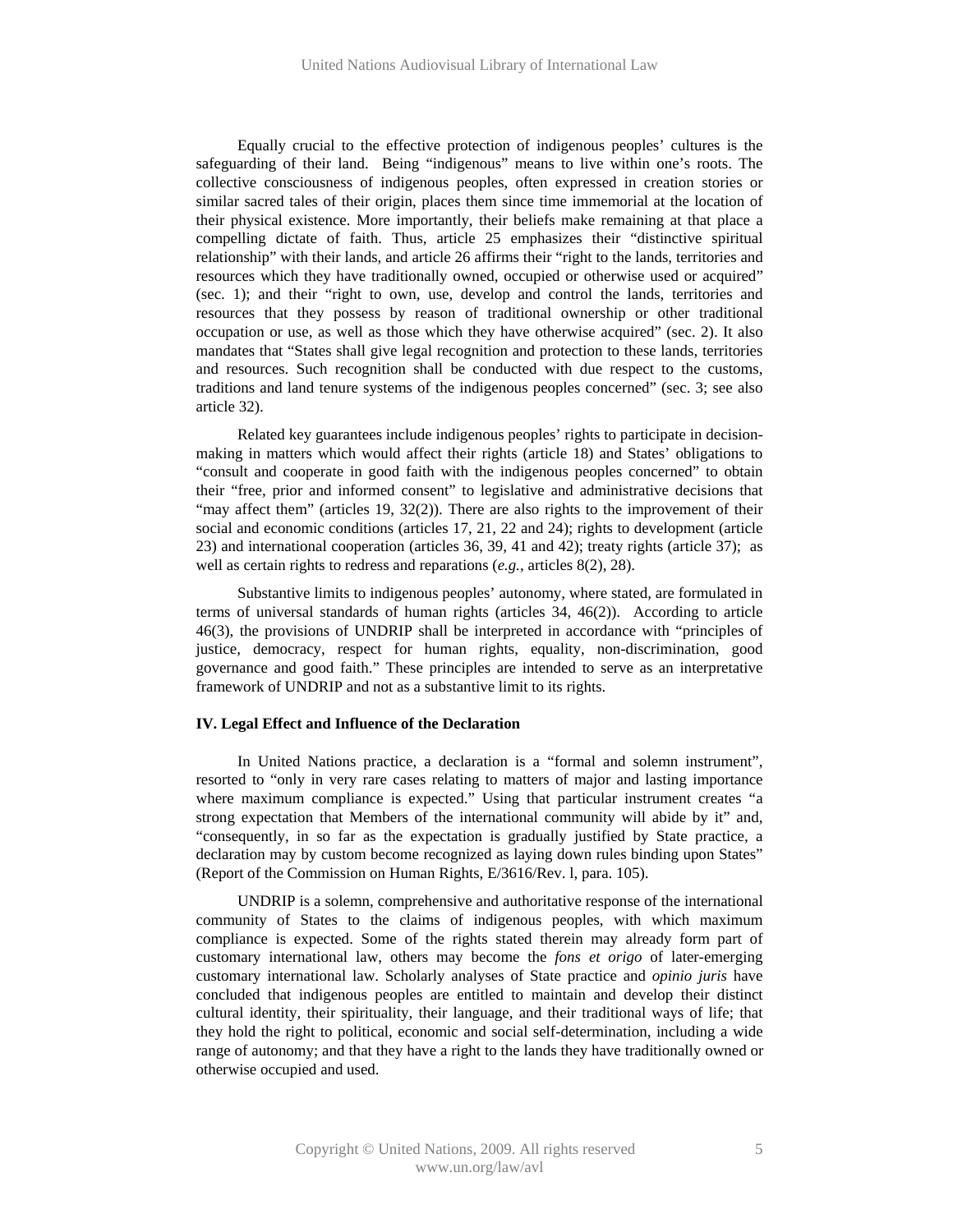Equally crucial to the effective protection of indigenous peoples' cultures is the safeguarding of their land. Being "indigenous" means to live within one's roots. The collective consciousness of indigenous peoples, often expressed in creation stories or similar sacred tales of their origin, places them since time immemorial at the location of their physical existence. More importantly, their beliefs make remaining at that place a compelling dictate of faith. Thus, article 25 emphasizes their "distinctive spiritual relationship" with their lands, and article 26 affirms their "right to the lands, territories and resources which they have traditionally owned, occupied or otherwise used or acquired" (sec. 1); and their "right to own, use, develop and control the lands, territories and resources that they possess by reason of traditional ownership or other traditional occupation or use, as well as those which they have otherwise acquired" (sec. 2). It also mandates that "States shall give legal recognition and protection to these lands, territories and resources. Such recognition shall be conducted with due respect to the customs, traditions and land tenure systems of the indigenous peoples concerned" (sec. 3; see also article 32).

Related key guarantees include indigenous peoples' rights to participate in decision-making in matters which would affect their rights (article 18) and States' obligations to "consult and cooperate in good faith with the indigenous peoples concerned" to obtain their "free, prior and informed consent" to legislative and administrative decisions that "may affect them" (articles 19, 32(2)). There are also rights to the improvement of their social and economic conditions (articles 17, 21, 22 and 24); rights to development (article 23) and international cooperation (articles 36, 39, 41 and 42); treaty rights (article 37); as well as certain rights to redress and reparations (*e.g.*, articles 8(2), 28).

Substantive limits to indigenous peoples' autonomy, where stated, are formulated in terms of universal standards of human rights (articles 34, 46(2)). According to article 46(3), the provisions of UNDRIP shall be interpreted in accordance with "principles of justice, democracy, respect for human rights, equality, non-discrimination, good governance and good faith." These principles are intended to serve as an interpretative framework of UNDRIP and not as a substantive limit to its rights.

## IV. Legal Effect and Influence of the Declaration

In United Nations practice, a declaration is a "formal and solemn instrument", resorted to "only in very rare cases relating to matters of major and lasting importance where maximum compliance is expected." Using that particular instrument creates "a strong expectation that Members of the international community will abide by it" and, "consequently, in so far as the expectation is gradually justified by State practice, a declaration may by custom become recognized as laying down rules binding upon States" (Report of the Commission on Human Rights, E/3616/Rev. l, para. 105).

UNDRIP is a solemn, comprehensive and authoritative response of the international community of States to the claims of indigenous peoples, with which maximum compliance is expected. Some of the rights stated therein may already form part of customary international law, others may become the *fons et origo* of later-emerging customary international law. Scholarly analyses of State practice and *opinio juris* have concluded that indigenous peoples are entitled to maintain and develop their distinct cultural identity, their spirituality, their language, and their traditional ways of life; that they hold the right to political, economic and social self-determination, including a wide range of autonomy; and that they have a right to the lands they have traditionally owned or otherwise occupied and used.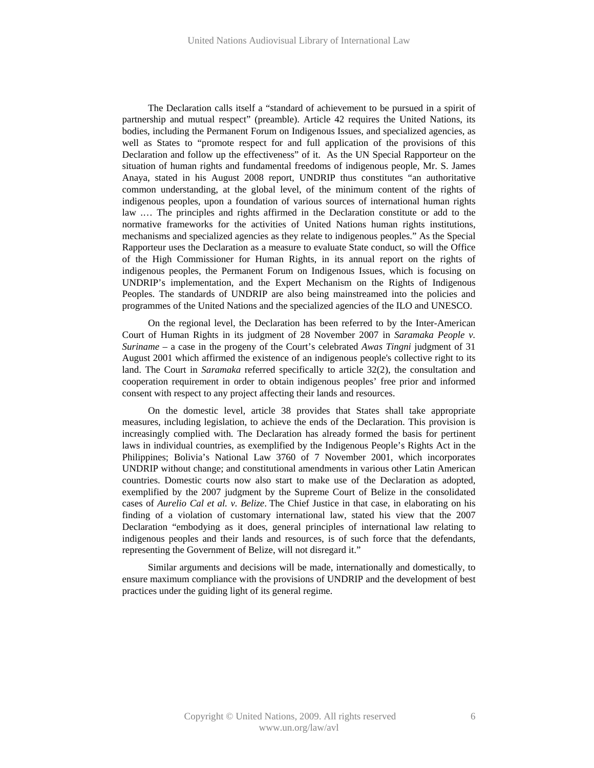The Declaration calls itself a "standard of achievement to be pursued in a spirit of partnership and mutual respect" (preamble). Article 42 requires the United Nations, its bodies, including the Permanent Forum on Indigenous Issues, and specialized agencies, as well as States to "promote respect for and full application of the provisions of this Declaration and follow up the effectiveness" of it. As the UN Special Rapporteur on the situation of human rights and fundamental freedoms of indigenous people, Mr. S. James Anaya, stated in his August 2008 report, UNDRIP thus constitutes "an authoritative common understanding, at the global level, of the minimum content of the rights of indigenous peoples, upon a foundation of various sources of international human rights law .… The principles and rights affirmed in the Declaration constitute or add to the normative frameworks for the activities of United Nations human rights institutions, mechanisms and specialized agencies as they relate to indigenous peoples." As the Special Rapporteur uses the Declaration as a measure to evaluate State conduct, so will the Office of the High Commissioner for Human Rights, in its annual report on the rights of indigenous peoples, the Permanent Forum on Indigenous Issues, which is focusing on UNDRIP's implementation, and the Expert Mechanism on the Rights of Indigenous Peoples. The standards of UNDRIP are also being mainstreamed into the policies and programmes of the United Nations and the specialized agencies of the ILO and UNESCO.

On the regional level, the Declaration has been referred to by the Inter-American Court of Human Rights in its judgment of 28 November 2007 in *Saramaka People v. Suriname* – a case in the progeny of the Court's celebrated *Awas Tingni* judgment of 31 August 2001 which affirmed the existence of an indigenous people's collective right to its land. The Court in *Saramaka* referred specifically to article 32(2), the consultation and cooperation requirement in order to obtain indigenous peoples' free prior and informed consent with respect to any project affecting their lands and resources.

On the domestic level, article 38 provides that States shall take appropriate measures, including legislation, to achieve the ends of the Declaration. This provision is increasingly complied with. The Declaration has already formed the basis for pertinent laws in individual countries, as exemplified by the Indigenous People's Rights Act in the Philippines; Bolivia's National Law 3760 of 7 November 2001, which incorporates UNDRIP without change; and constitutional amendments in various other Latin American countries. Domestic courts now also start to make use of the Declaration as adopted, exemplified by the 2007 judgment by the Supreme Court of Belize in the consolidated cases of *Aurelio Cal et al. v. Belize*. The Chief Justice in that case, in elaborating on his finding of a violation of customary international law, stated his view that the 2007 Declaration "embodying as it does, general principles of international law relating to indigenous peoples and their lands and resources, is of such force that the defendants, representing the Government of Belize, will not disregard it."

Similar arguments and decisions will be made, internationally and domestically, to ensure maximum compliance with the provisions of UNDRIP and the development of best practices under the guiding light of its general regime.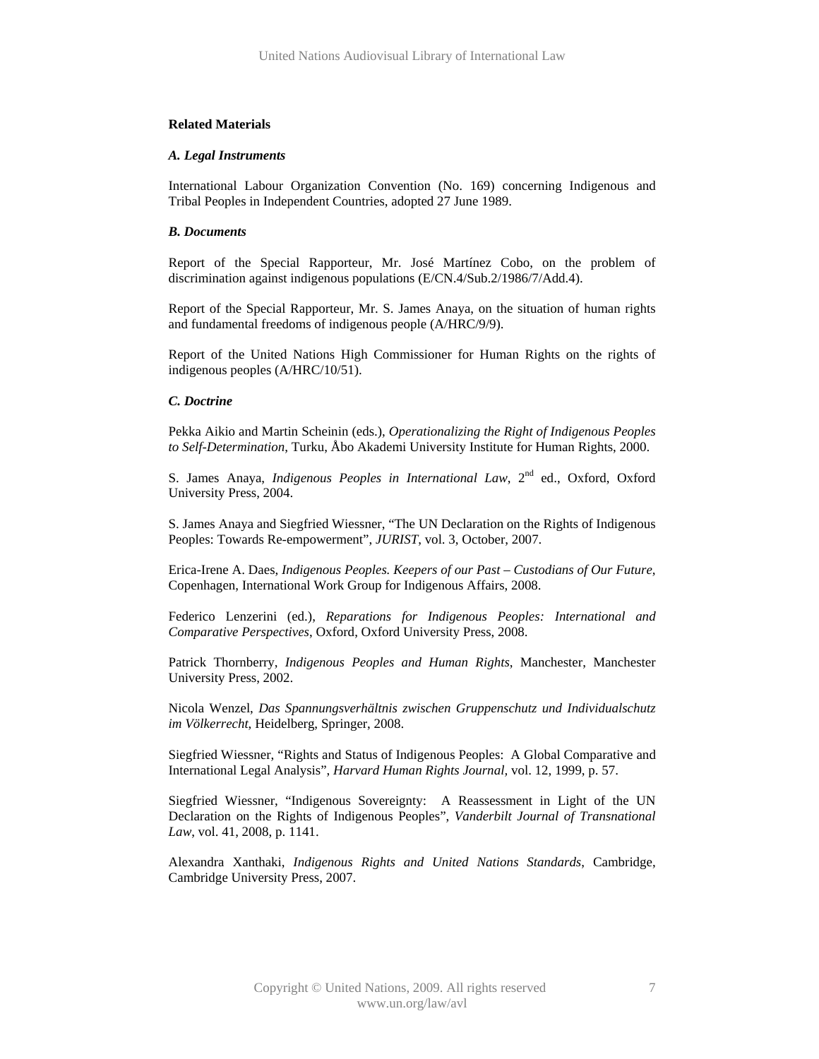**Related Materials**

***A. Legal Instruments***

International Labour Organization Convention (No. 169) concerning Indigenous and Tribal Peoples in Independent Countries, adopted 27 June 1989.

***B. Documents***

Report of the Special Rapporteur, Mr. José Martínez Cobo, on the problem of discrimination against indigenous populations (E/CN.4/Sub.2/1986/7/Add.4).

Report of the Special Rapporteur, Mr. S. James Anaya, on the situation of human rights and fundamental freedoms of indigenous people (A/HRC/9/9).

Report of the United Nations High Commissioner for Human Rights on the rights of indigenous peoples (A/HRC/10/51).

***C. Doctrine***

Pekka Aikio and Martin Scheinin (eds.), *Operationalizing the Right of Indigenous Peoples to Self-Determination*, Turku, Åbo Akademi University Institute for Human Rights, 2000.

S. James Anaya, *Indigenous Peoples in International Law*, 2nd ed., Oxford, Oxford University Press, 2004.

S. James Anaya and Siegfried Wiessner, "The UN Declaration on the Rights of Indigenous Peoples: Towards Re-empowerment", *JURIST*, vol. 3, October, 2007.

Erica-Irene A. Daes, *Indigenous Peoples. Keepers of our Past – Custodians of Our Future*, Copenhagen, International Work Group for Indigenous Affairs, 2008.

Federico Lenzerini (ed.), *Reparations for Indigenous Peoples: International and Comparative Perspectives*, Oxford, Oxford University Press, 2008.

Patrick Thornberry, *Indigenous Peoples and Human Rights*, Manchester, Manchester University Press, 2002.

Nicola Wenzel, *Das Spannungsverhältnis zwischen Gruppenschutz und Individualschutz im Völkerrecht*, Heidelberg, Springer, 2008.

Siegfried Wiessner, "Rights and Status of Indigenous Peoples: A Global Comparative and International Legal Analysis", *Harvard Human Rights Journal*, vol. 12, 1999, p. 57.

Siegfried Wiessner, "Indigenous Sovereignty: A Reassessment in Light of the UN Declaration on the Rights of Indigenous Peoples", *Vanderbilt Journal of Transnational Law*, vol. 41, 2008, p. 1141.

Alexandra Xanthaki, *Indigenous Rights and United Nations Standards*, Cambridge, Cambridge University Press, 2007.